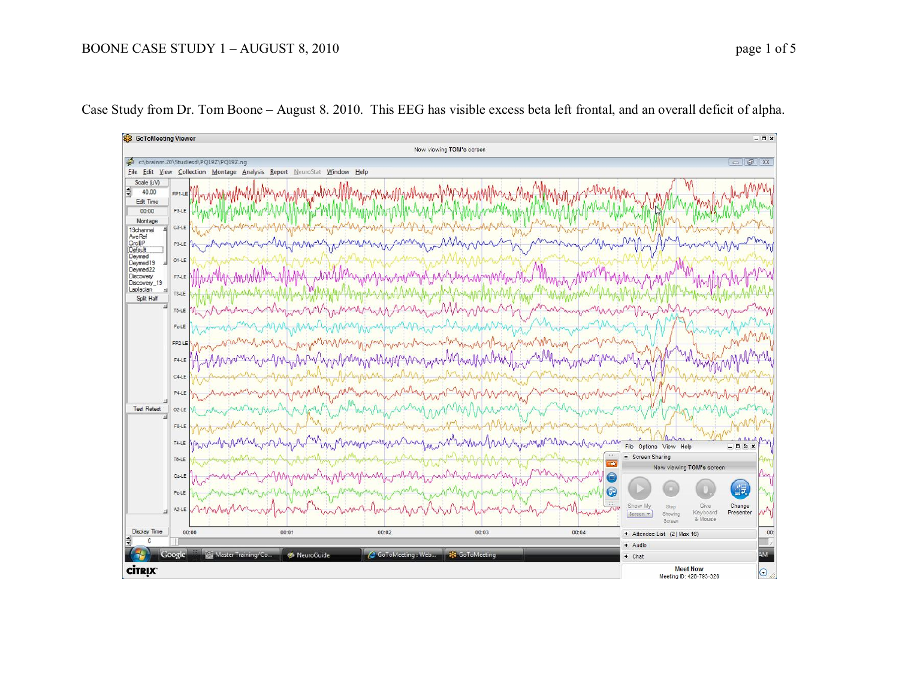Case Study from Dr. Tom Boone – August 8. 2010. This EEG has visible excess beta left frontal, and an overall deficit of alpha.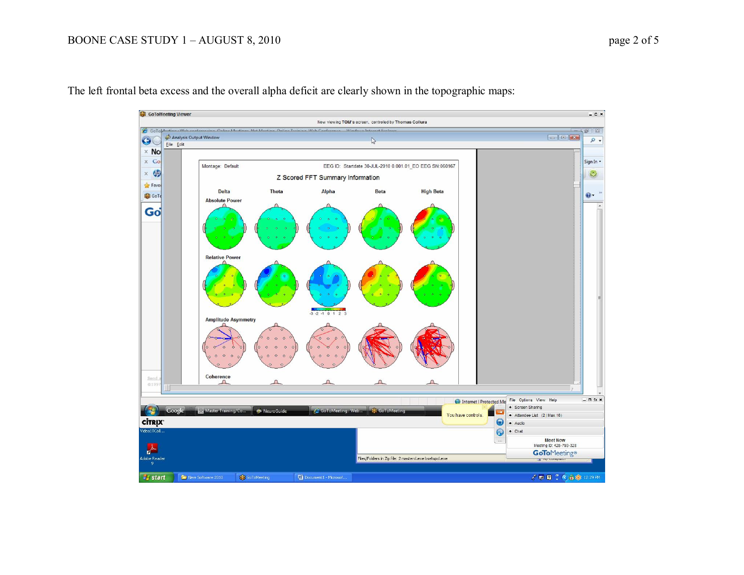The left frontal beta excess and the overall alpha deficit are clearly shown in the topographic maps: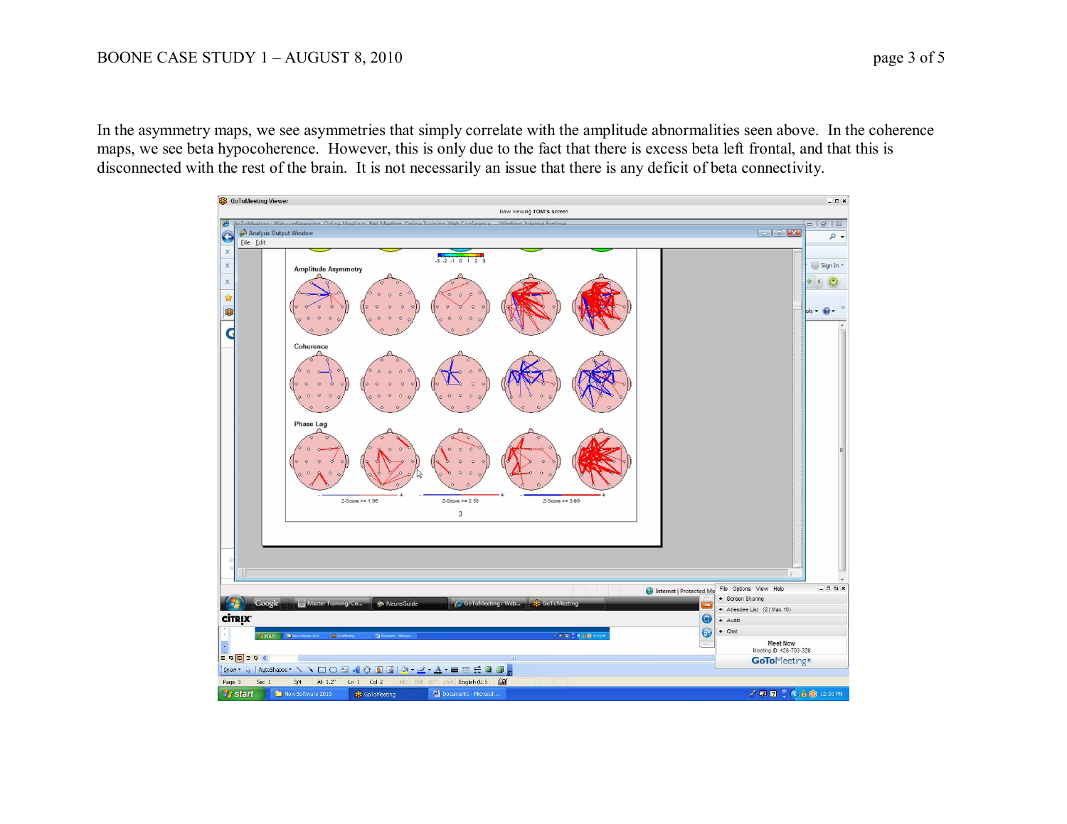In the asymmetry maps, we see asymmetries that simply correlate with the amplitude abnormalities seen above. In the coherence maps, we see beta hypocoherence. However, this is only due to the fact that there is excess beta left frontal, and that this is disconnected with the rest of the brain. It is not necessarily an issue that there is any deficit of beta connectivity.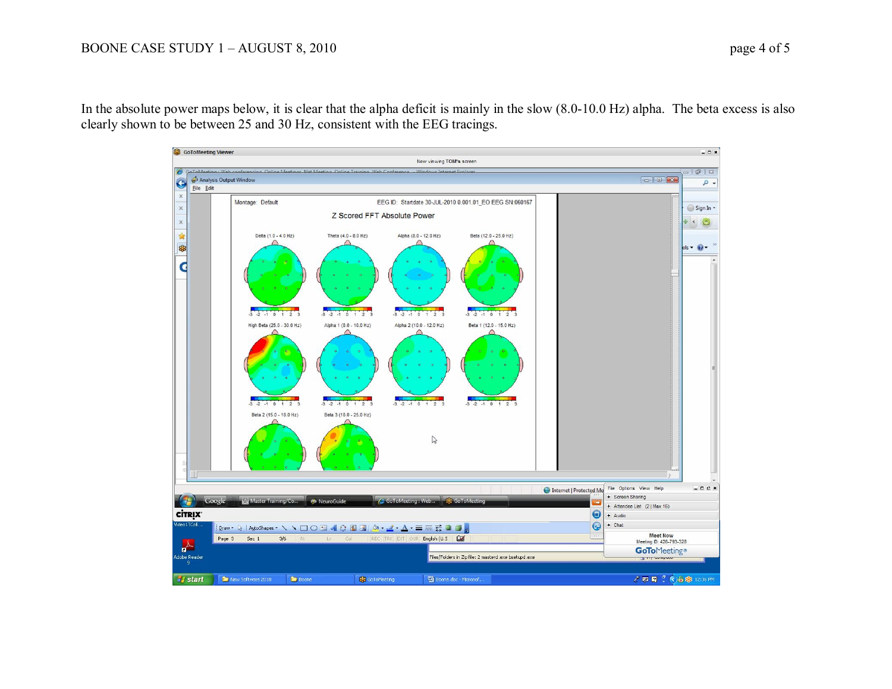In the absolute power maps below, it is clear that the alpha deficit is mainly in the slow (8.0-10.0 Hz) alpha. The beta excess is also clearly shown to be between 25 and 30 Hz, consistent with the EEG tracings.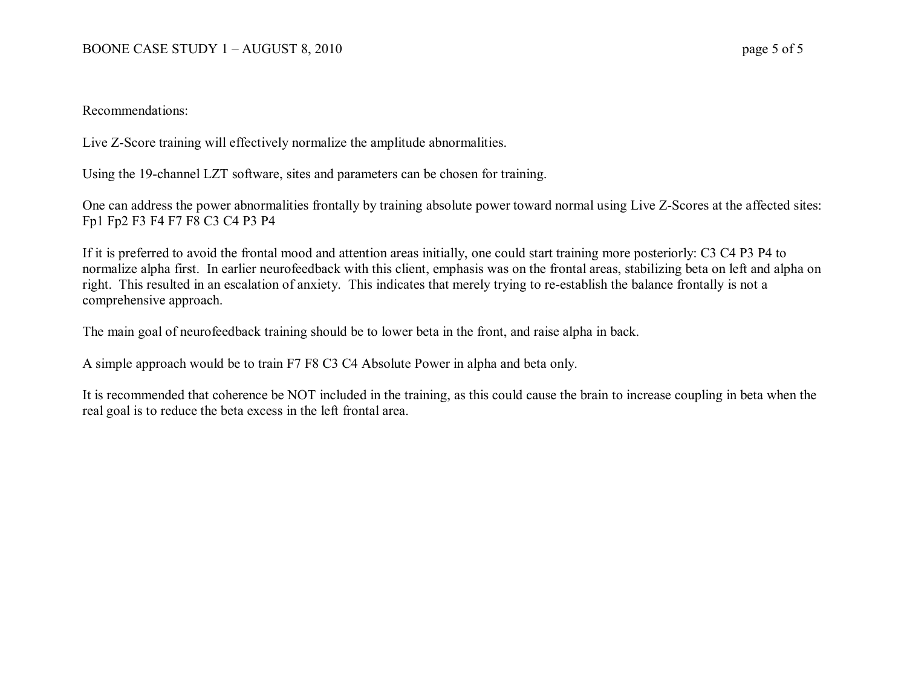Recommendations:

Live Z-Score training will effectively normalize the amplitude abnormalities.

Using the 19-channel LZT software, sites and parameters can be chosen for training.

One can address the power abnormalities frontally by training absolute power toward normal using Live Z-Scores at the affected sites: Fp1 Fp2 F3 F4 F7 F8 C3 C4 P3 P4

If it is preferred to avoid the frontal mood and attention areas initially, one could start training more posteriorly: C3 C4 P3 P4 to normalize alpha first. In earlier neurofeedback with this client, emphasis was on the frontal areas, stabilizing beta on left and alpha on right. This resulted in an escalation of anxiety. This indicates that merely trying to re-establish the balance frontally is not a comprehensive approach.

The main goal of neurofeedback training should be to lower beta in the front, and raise alpha in back.

A simple approach would be to train F7 F8 C3 C4 Absolute Power in alpha and beta only.

It is recommended that coherence be NOT included in the training, as this could cause the brain to increase coupling in beta when the real goal is to reduce the beta excess in the left frontal area.